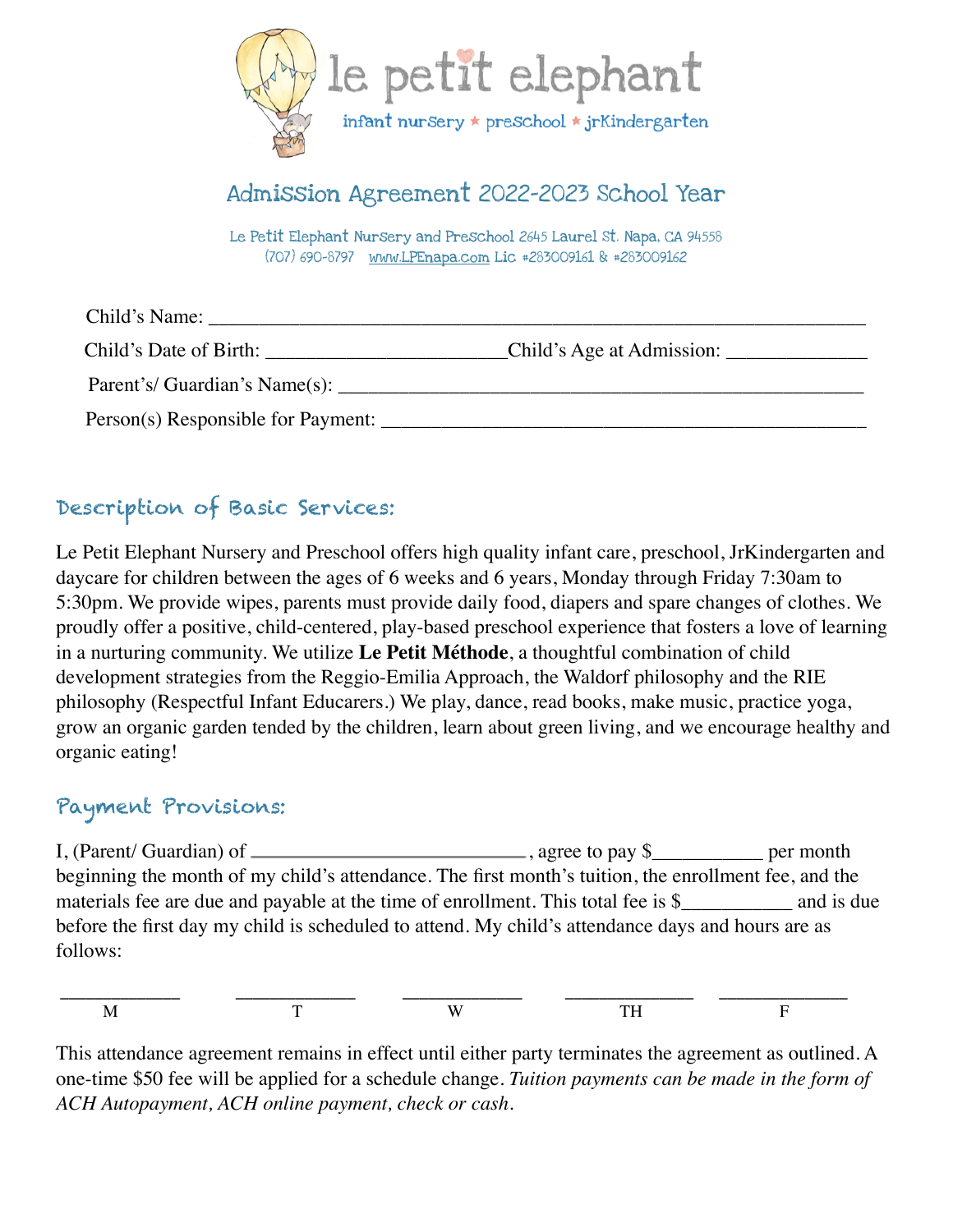# le petit elephant

infant nursery ★ preschool ★ jrKindergarten

## Admission Agreement 2022-2023 School Year

Le Petit Elephant Nursery and Preschool 2645 Laurel St. Napa, CA 94558
(707) 690-8797 www.LPEnapa.com Lic #283009161 & #283009162

Child's Name: ___________________________________________________________________

Child's Date of Birth: _______________________Child's Age at Admission: _____________

Parent's/ Guardian's Name(s): ___________________________________________________

Person(s) Responsible for Payment: ______________________________________________

### Description of Basic Services:

Le Petit Elephant Nursery and Preschool offers high quality infant care, preschool, JrKindergarten and daycare for children between the ages of 6 weeks and 6 years, Monday through Friday 7:30am to 5:30pm. We provide wipes, parents must provide daily food, diapers and spare changes of clothes. We proudly offer a positive, child-centered, play-based preschool experience that fosters a love of learning in a nurturing community. We utilize **Le Petit Méthode**, a thoughtful combination of child development strategies from the Reggio-Emilia Approach, the Waldorf philosophy and the RIE philosophy (Respectful Infant Educarers.) We play, dance, read books, make music, practice yoga, grow an organic garden tended by the children, learn about green living, and we encourage healthy and organic eating!

### Payment Provisions:

I, (Parent/ Guardian) of ___________________________, agree to pay $__________ per month beginning the month of my child's attendance. The first month's tuition, the enrollment fee, and the materials fee are due and payable at the time of enrollment. This total fee is $__________ and is due before the first day my child is scheduled to attend. My child's attendance days and hours are as follows:

| ___________ | ___________ | ___________ | ___________ | ___________ |
|---|---|---|---|---|
| M | T | W | TH | F |

This attendance agreement remains in effect until either party terminates the agreement as outlined. A one-time $50 fee will be applied for a schedule change. *Tuition payments can be made in the form of ACH Autopayment, ACH online payment, check or cash*.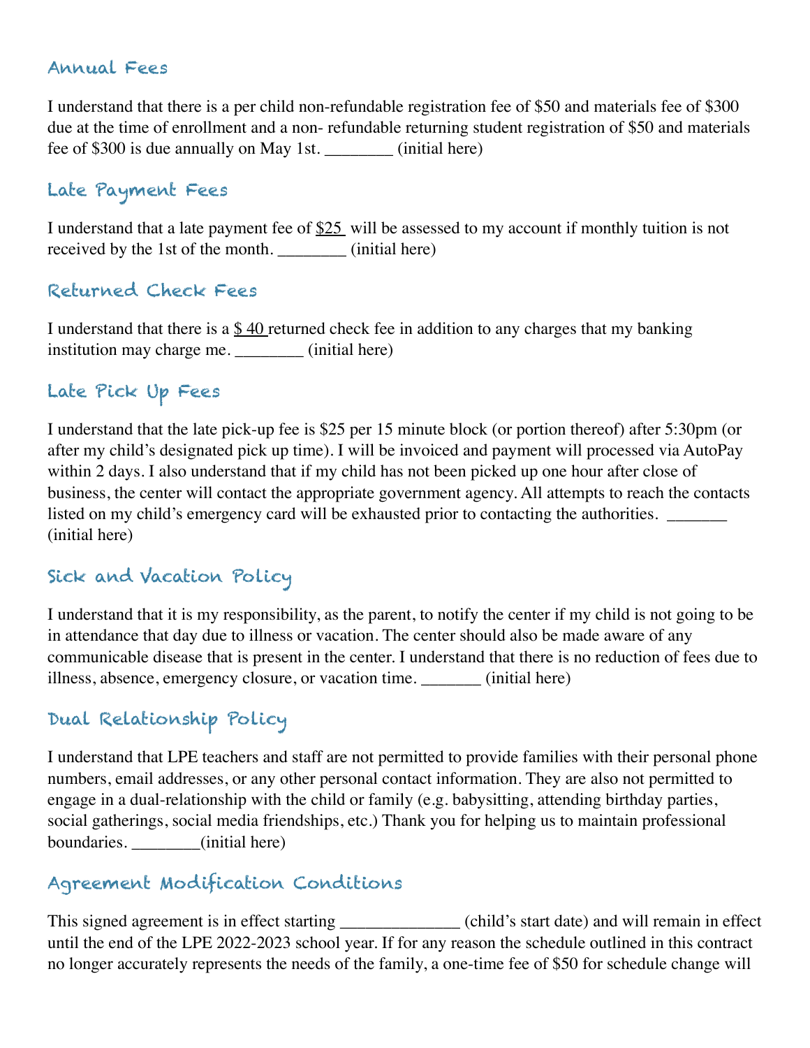## Annual Fees

I understand that there is a per child non-refundable registration fee of $50 and materials fee of $300 due at the time of enrollment and a non- refundable returning student registration of $50 and materials fee of $300 is due annually on May 1st. ________ (initial here)

## Late Payment Fees

I understand that a late payment fee of $25 will be assessed to my account if monthly tuition is not received by the 1st of the month. ________ (initial here)

## Returned Check Fees

I understand that there is a $ 40 returned check fee in addition to any charges that my banking institution may charge me. ________ (initial here)

## Late Pick Up Fees

I understand that the late pick-up fee is $25 per 15 minute block (or portion thereof) after 5:30pm (or after my child's designated pick up time). I will be invoiced and payment will processed via AutoPay within 2 days. I also understand that if my child has not been picked up one hour after close of business, the center will contact the appropriate government agency. All attempts to reach the contacts listed on my child's emergency card will be exhausted prior to contacting the authorities. _______ (initial here)

## Sick and Vacation Policy

I understand that it is my responsibility, as the parent, to notify the center if my child is not going to be in attendance that day due to illness or vacation. The center should also be made aware of any communicable disease that is present in the center. I understand that there is no reduction of fees due to illness, absence, emergency closure, or vacation time. _______ (initial here)

## Dual Relationship Policy

I understand that LPE teachers and staff are not permitted to provide families with their personal phone numbers, email addresses, or any other personal contact information. They are also not permitted to engage in a dual-relationship with the child or family (e.g. babysitting, attending birthday parties, social gatherings, social media friendships, etc.) Thank you for helping us to maintain professional boundaries. ________(initial here)

## Agreement Modification Conditions

This signed agreement is in effect starting _____________ (child's start date) and will remain in effect until the end of the LPE 2022-2023 school year. If for any reason the schedule outlined in this contract no longer accurately represents the needs of the family, a one-time fee of $50 for schedule change will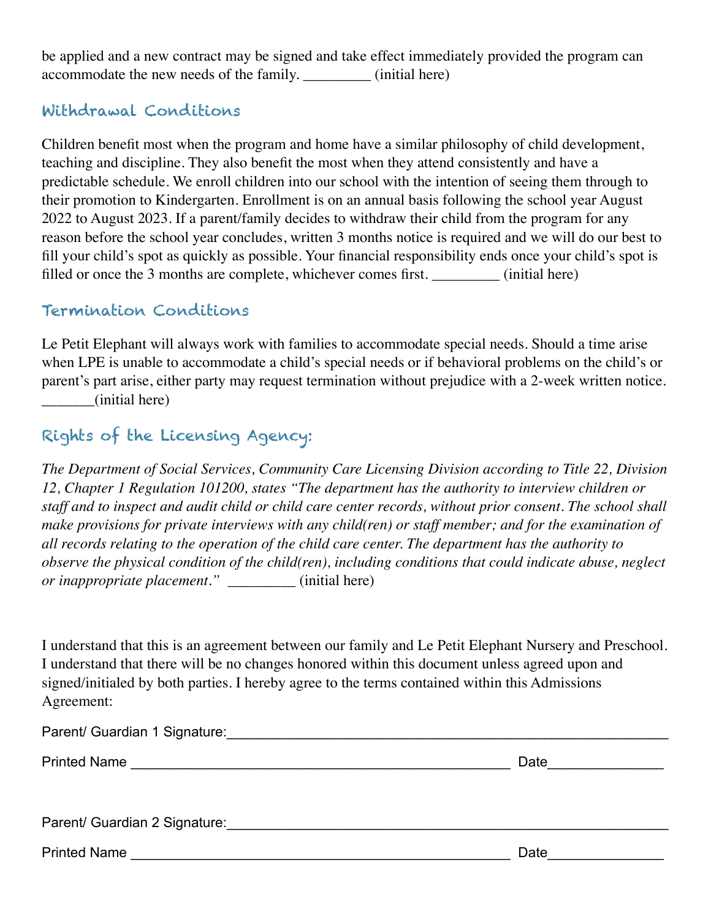be applied and a new contract may be signed and take effect immediately provided the program can accommodate the new needs of the family. _________ (initial here)

## Withdrawal Conditions

Children benefit most when the program and home have a similar philosophy of child development, teaching and discipline. They also benefit the most when they attend consistently and have a predictable schedule. We enroll children into our school with the intention of seeing them through to their promotion to Kindergarten. Enrollment is on an annual basis following the school year August 2022 to August 2023. If a parent/family decides to withdraw their child from the program for any reason before the school year concludes, written 3 months notice is required and we will do our best to fill your child's spot as quickly as possible. Your financial responsibility ends once your child's spot is filled or once the 3 months are complete, whichever comes first. _________ (initial here)

## Termination Conditions

Le Petit Elephant will always work with families to accommodate special needs. Should a time arise when LPE is unable to accommodate a child's special needs or if behavioral problems on the child's or parent's part arise, either party may request termination without prejudice with a 2-week written notice. _______(initial here)

## Rights of the Licensing Agency:

*The Department of Social Services, Community Care Licensing Division according to Title 22, Division 12, Chapter 1 Regulation 101200, states "The department has the authority to interview children or staff and to inspect and audit child or child care center records, without prior consent. The school shall make provisions for private interviews with any child(ren) or staff member; and for the examination of all records relating to the operation of the child care center. The department has the authority to observe the physical condition of the child(ren), including conditions that could indicate abuse, neglect or inappropriate placement."* _________ (initial here)

I understand that this is an agreement between our family and Le Petit Elephant Nursery and Preschool. I understand that there will be no changes honored within this document unless agreed upon and signed/initialed by both parties. I hereby agree to the terms contained within this Admissions Agreement:

Parent/ Guardian 1 Signature:_____________________________________________________________

Printed Name ___________________________________________________ Date_______________

Parent/ Guardian 2 Signature:_____________________________________________________________

Printed Name ___________________________________________________ Date_______________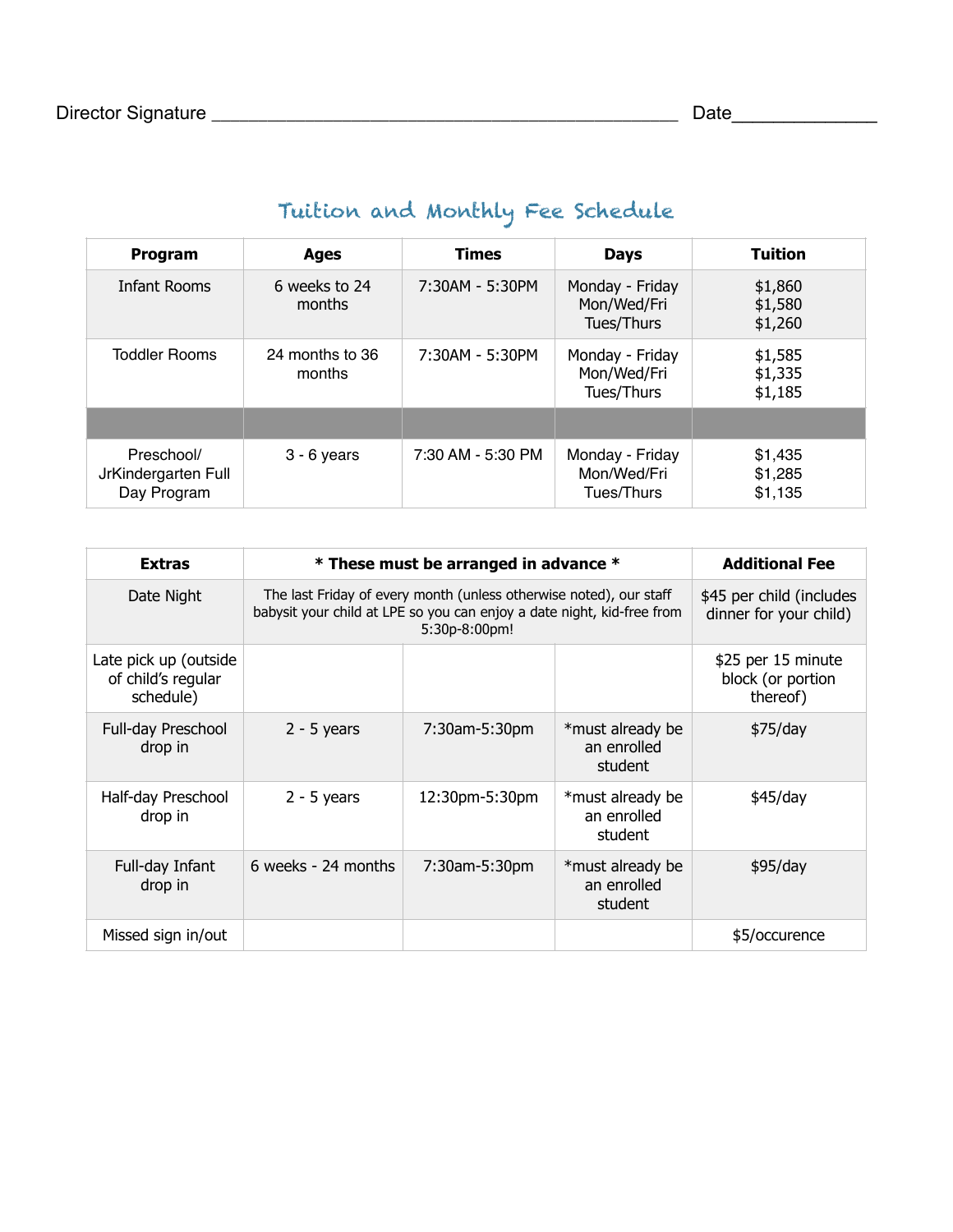Director Signature _____________________________________________ Date_____________

## Tuition and Monthly Fee Schedule

| Program | Ages | Times | Days | Tuition |
|---|---|---|---|---|
| Infant Rooms | 6 weeks to 24 months | 7:30AM - 5:30PM | Monday - Friday<br>Mon/Wed/Fri<br>Tues/Thurs | $1,860<br>$1,580<br>$1,260 |
| Toddler Rooms | 24 months to 36 months | 7:30AM - 5:30PM | Monday - Friday<br>Mon/Wed/Fri<br>Tues/Thurs | $1,585<br>$1,335<br>$1,185 |
| | | | | |
| Preschool/ JrKindergarten Full Day Program | 3 - 6 years | 7:30 AM - 5:30 PM | Monday - Friday<br>Mon/Wed/Fri<br>Tues/Thurs | $1,435<br>$1,285<br>$1,135 |

| Extras | * These must be arranged in advance * | | | Additional Fee |
|---|---|---|---|---|
| Date Night | The last Friday of every month (unless otherwise noted), our staff babysit your child at LPE so you can enjoy a date night, kid-free from 5:30p-8:00pm! | | | $45 per child (includes dinner for your child) |
| Late pick up (outside of child's regular schedule) | | | | $25 per 15 minute block (or portion thereof) |
| Full-day Preschool drop in | 2 - 5 years | 7:30am-5:30pm | *must already be an enrolled student | $75/day |
| Half-day Preschool drop in | 2 - 5 years | 12:30pm-5:30pm | *must already be an enrolled student | $45/day |
| Full-day Infant drop in | 6 weeks - 24 months | 7:30am-5:30pm | *must already be an enrolled student | $95/day |
| Missed sign in/out | | | | $5/occurence |